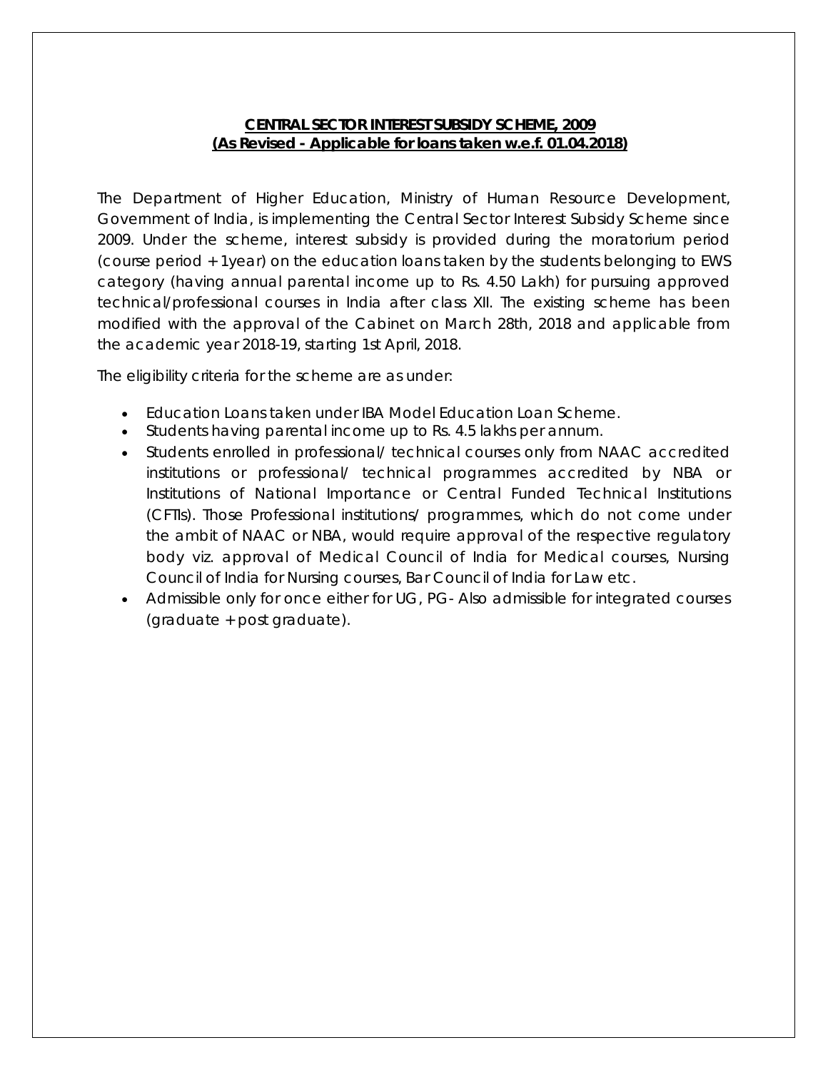**CENTRAL SECTOR INTEREST SUBSIDY SCHEME, 2009**
**(As Revised - Applicable for loans taken w.e.f. 01.04.2018)**

The Department of Higher Education, Ministry of Human Resource Development, Government of India, is implementing the Central Sector Interest Subsidy Scheme since 2009. Under the scheme, interest subsidy is provided during the moratorium period (course period + 1year) on the education loans taken by the students belonging to EWS category (having annual parental income up to Rs. 4.50 Lakh) for pursuing approved technical/professional courses in India after class XII. The existing scheme has been modified with the approval of the Cabinet on March 28th, 2018 and applicable from the academic year 2018-19, starting 1st April, 2018.

The eligibility criteria for the scheme are as under:

- Education Loans taken under IBA Model Education Loan Scheme.
- Students having parental income up to Rs. 4.5 lakhs per annum.
- Students enrolled in professional/ technical courses only from NAAC accredited institutions or professional/ technical programmes accredited by NBA or Institutions of National Importance or Central Funded Technical Institutions (CFTIs). Those Professional institutions/ programmes, which do not come under the ambit of NAAC or NBA, would require approval of the respective regulatory body viz. approval of Medical Council of India for Medical courses, Nursing Council of India for Nursing courses, Bar Council of India for Law etc.
- Admissible only for once either for UG, PG- Also admissible for integrated courses (graduate + post graduate).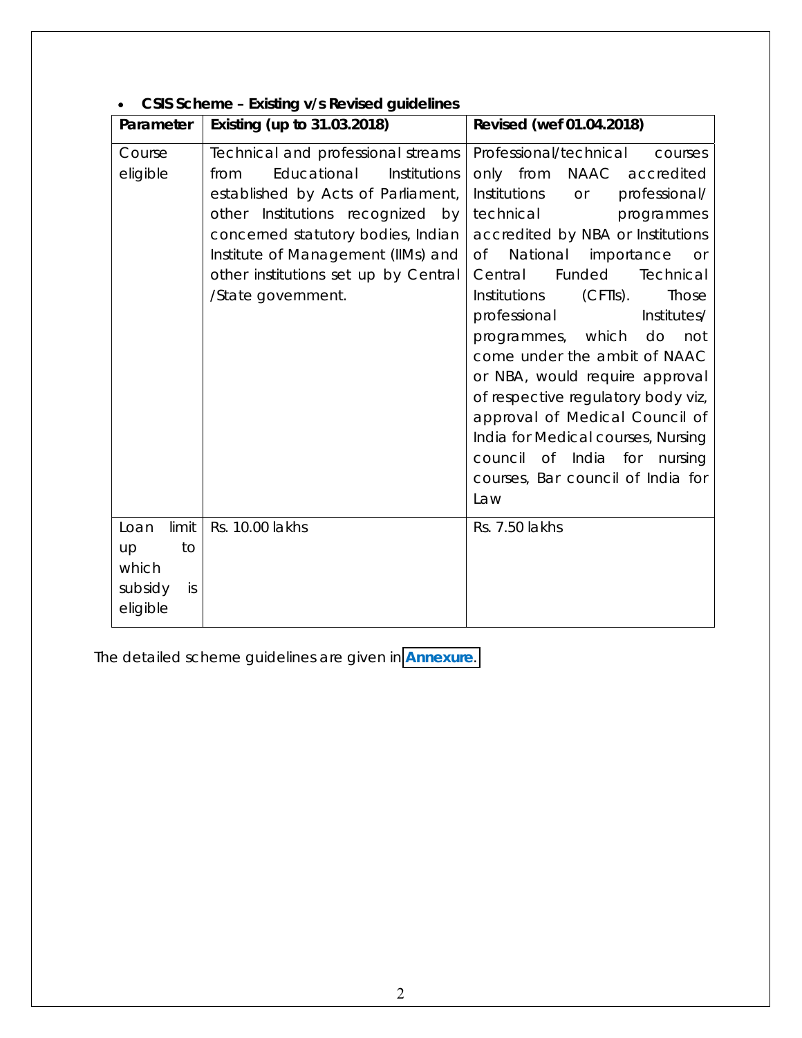- **CSIS Scheme – Existing v/s Revised guidelines**

| Parameter | Existing (up to 31.03.2018) | Revised (wef 01.04.2018) |
|---|---|---|
| Course eligible | Technical and professional streams from Educational Institutions established by Acts of Parliament, other Institutions recognized by concerned statutory bodies, Indian Institute of Management (IIMs) and other institutions set up by Central /State government. | Professional/technical courses only from NAAC accredited Institutions or professional/ technical programmes accredited by NBA or Institutions of National importance or Central Funded Technical Institutions (CFTIs). Those professional Institutes/ programmes, which do not come under the ambit of NAAC or NBA, would require approval of respective regulatory body viz, approval of Medical Council of India for Medical courses, Nursing council of India for nursing courses, Bar council of India for Law |
| Loan limit up to which subsidy is eligible | Rs. 10.00 lakhs | Rs. 7.50 lakhs |

The detailed scheme guidelines are given in **Annexure**.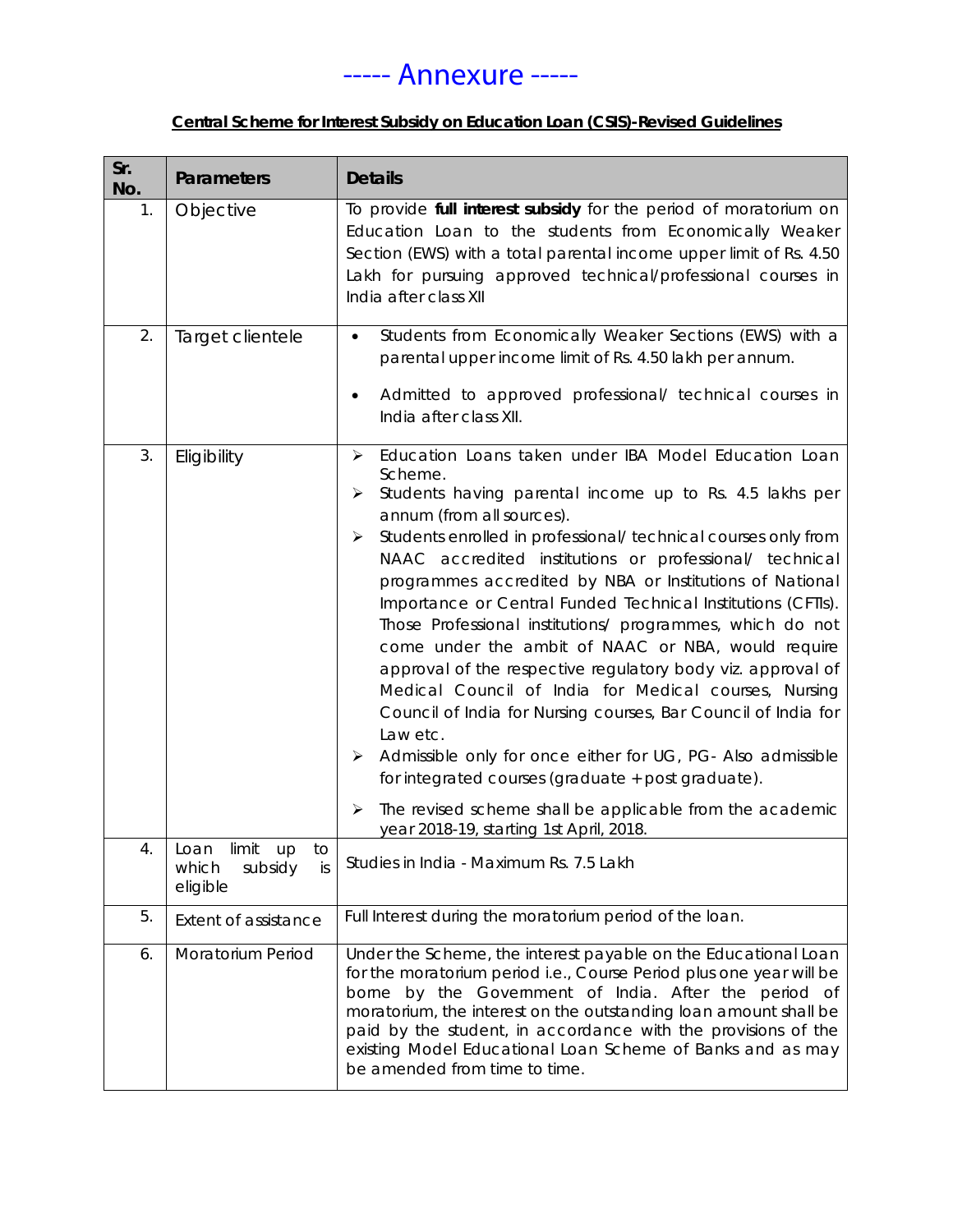# ----- Annexure -----

**Central Scheme for Interest Subsidy on Education Loan (CSIS)-Revised Guidelines**

| Sr. No. | Parameters | Details |
|---|---|---|
| 1. | Objective | To provide **full interest subsidy** for the period of moratorium on Education Loan to the students from Economically Weaker Section (EWS) with a total parental income upper limit of Rs. 4.50 Lakh for pursuing approved technical/professional courses in India after class XII |
| 2. | Target clientele | • Students from Economically Weaker Sections (EWS) with a parental upper income limit of Rs. 4.50 lakh per annum.<br>• Admitted to approved professional/ technical courses in India after class XII. |
| 3. | Eligibility | ➢ Education Loans taken under IBA Model Education Loan Scheme.<br>➢ Students having parental income up to Rs. 4.5 lakhs per annum (from all sources).<br>➢ Students enrolled in professional/ technical courses only from NAAC accredited institutions or professional/ technical programmes accredited by NBA or Institutions of National Importance or Central Funded Technical Institutions (CFTIs). Those Professional institutions/ programmes, which do not come under the ambit of NAAC or NBA, would require approval of the respective regulatory body viz. approval of Medical Council of India for Medical courses, Nursing Council of India for Nursing courses, Bar Council of India for Law etc.<br>➢ Admissible only for once either for UG, PG- Also admissible for integrated courses (graduate + post graduate).<br>➢ The revised scheme shall be applicable from the academic year 2018-19, starting 1st April, 2018. |
| 4. | Loan limit up to which subsidy is eligible | Studies in India - Maximum Rs. 7.5 Lakh |
| 5. | Extent of assistance | Full Interest during the moratorium period of the loan. |
| 6. | Moratorium Period | Under the Scheme, the interest payable on the Educational Loan for the moratorium period i.e., Course Period plus one year will be borne by the Government of India. After the period of moratorium, the interest on the outstanding loan amount shall be paid by the student, in accordance with the provisions of the existing Model Educational Loan Scheme of Banks and as may be amended from time to time. |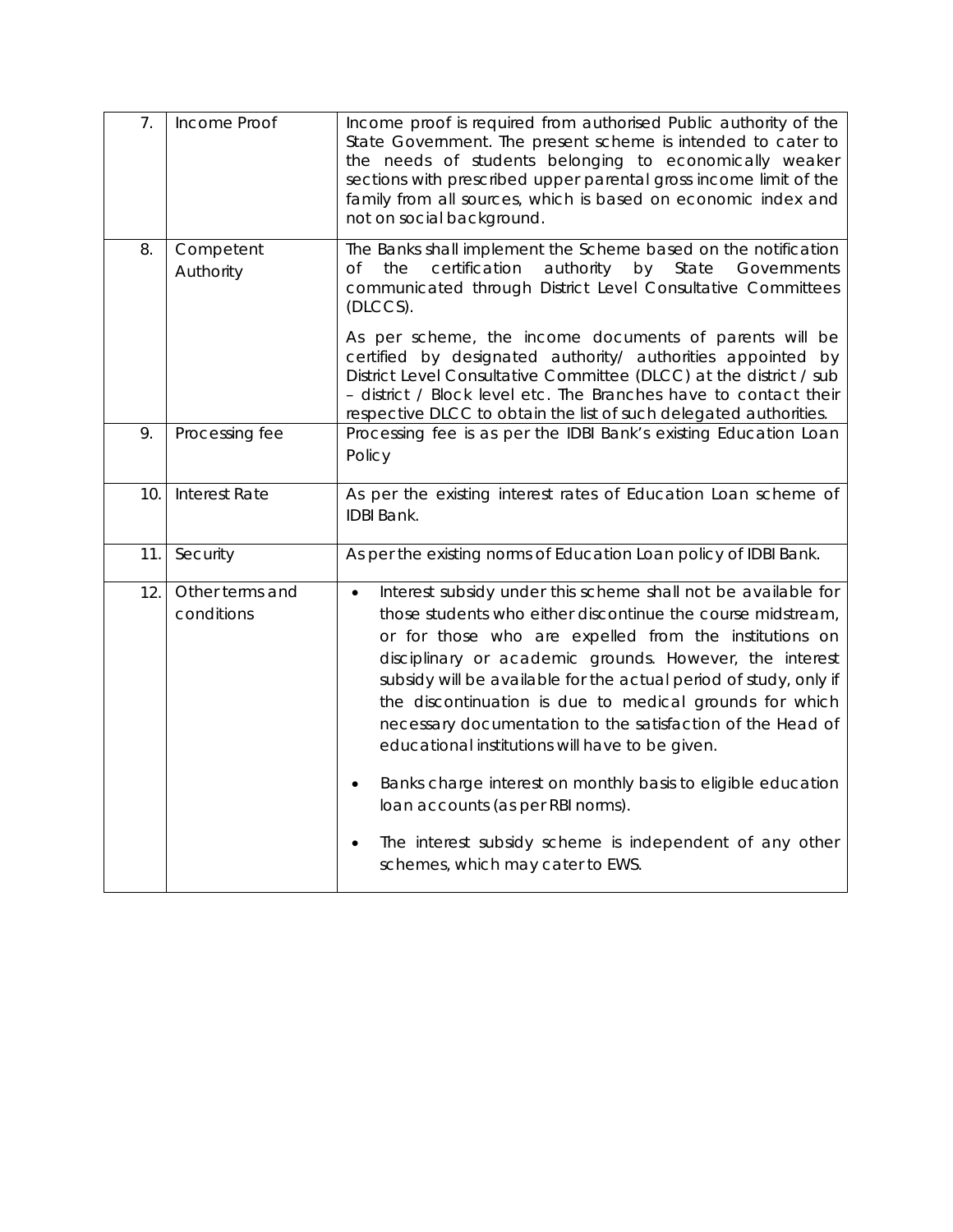| 7. | Income Proof | Income proof is required from authorised Public authority of the State Government. The present scheme is intended to cater to the needs of students belonging to economically weaker sections with prescribed upper parental gross income limit of the family from all sources, which is based on economic index and not on social background. |
|---|---|---|
| 8. | Competent Authority | The Banks shall implement the Scheme based on the notification of the certification authority by State Governments communicated through District Level Consultative Committees (DLCCS).<br><br>As per scheme, the income documents of parents will be certified by designated authority/ authorities appointed by District Level Consultative Committee (DLCC) at the district / sub – district / Block level etc. The Branches have to contact their respective DLCC to obtain the list of such delegated authorities. |
| 9. | Processing fee | Processing fee is as per the IDBI Bank's existing Education Loan Policy |
| 10. | Interest Rate | As per the existing interest rates of Education Loan scheme of IDBI Bank. |
| 11. | Security | As per the existing norms of Education Loan policy of IDBI Bank. |
| 12. | Other terms and conditions | • Interest subsidy under this scheme shall not be available for those students who either discontinue the course midstream, or for those who are expelled from the institutions on disciplinary or academic grounds. However, the interest subsidy will be available for the actual period of study, only if the discontinuation is due to medical grounds for which necessary documentation to the satisfaction of the Head of educational institutions will have to be given.<br><br>• Banks charge interest on monthly basis to eligible education loan accounts (as per RBI norms).<br><br>• The interest subsidy scheme is independent of any other schemes, which may cater to EWS. |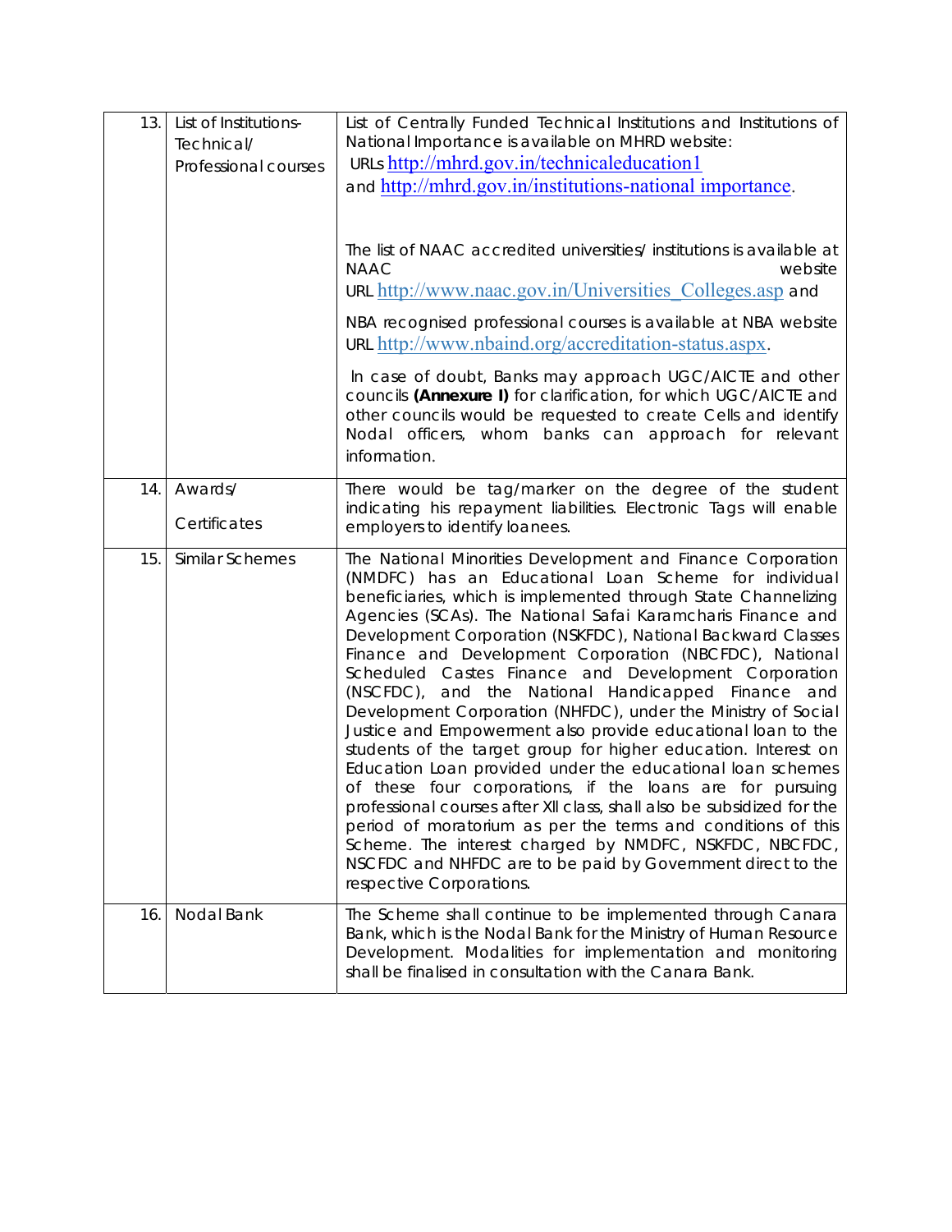| 13. | List of Institutions-Technical/ Professional courses | List of Centrally Funded Technical Institutions and Institutions of National Importance is available on MHRD website: URLs http://mhrd.gov.in/technicaleducation1 and http://mhrd.gov.in/institutions-national importance.<br><br>The list of NAAC accredited universities/ institutions is available at NAAC website URL http://www.naac.gov.in/Universities_Colleges.asp and<br><br>NBA recognised professional courses is available at NBA website URL http://www.nbaind.org/accreditation-status.aspx.<br><br>In case of doubt, Banks may approach UGC/AICTE and other councils **(Annexure I)** for clarification, for which UGC/AICTE and other councils would be requested to create Cells and identify Nodal officers, whom banks can approach for relevant information. |
|---|---|---|
| 14. | Awards/ Certificates | There would be tag/marker on the degree of the student indicating his repayment liabilities. Electronic Tags will enable employers to identify loanees. |
| 15. | Similar Schemes | The National Minorities Development and Finance Corporation (NMDFC) has an Educational Loan Scheme for individual beneficiaries, which is implemented through State Channelizing Agencies (SCAs). The National Safai Karamcharis Finance and Development Corporation (NSKFDC), National Backward Classes Finance and Development Corporation (NBCFDC), National Scheduled Castes Finance and Development Corporation (NSCFDC), and the National Handicapped Finance and Development Corporation (NHFDC), under the Ministry of Social Justice and Empowerment also provide educational loan to the students of the target group for higher education. Interest on Education Loan provided under the educational loan schemes of these four corporations, if the loans are for pursuing professional courses after XII class, shall also be subsidized for the period of moratorium as per the terms and conditions of this Scheme. The interest charged by NMDFC, NSKFDC, NBCFDC, NSCFDC and NHFDC are to be paid by Government direct to the respective Corporations. |
| 16. | Nodal Bank | The Scheme shall continue to be implemented through Canara Bank, which is the Nodal Bank for the Ministry of Human Resource Development. Modalities for implementation and monitoring shall be finalised in consultation with the Canara Bank. |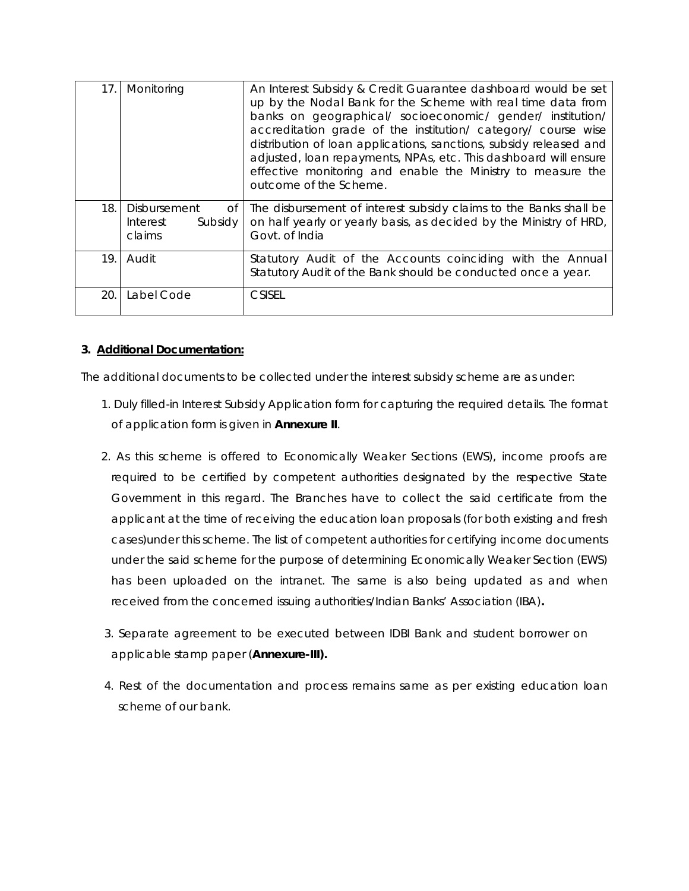| 17. | Monitoring | An Interest Subsidy & Credit Guarantee dashboard would be set up by the Nodal Bank for the Scheme with real time data from banks on geographical/ socioeconomic/ gender/ institution/ accreditation grade of the institution/ category/ course wise distribution of loan applications, sanctions, subsidy released and adjusted, loan repayments, NPAs, etc. This dashboard will ensure effective monitoring and enable the Ministry to measure the outcome of the Scheme. |
|---|---|---|
| 18. | Disbursement of Interest Subsidy claims | The disbursement of interest subsidy claims to the Banks shall be on half yearly or yearly basis, as decided by the Ministry of HRD, Govt. of India |
| 19. | Audit | Statutory Audit of the Accounts coinciding with the Annual Statutory Audit of the Bank should be conducted once a year. |
| 20. | Label Code | CSISEL |

**3. <u>Additional Documentation:</u>**

The additional documents to be collected under the interest subsidy scheme are as under:

1. Duly filled-in Interest Subsidy Application form for capturing the required details. The format of application form is given in **Annexure II**.

2. As this scheme is offered to Economically Weaker Sections (EWS), income proofs are required to be certified by competent authorities designated by the respective State Government in this regard. The Branches have to collect the said certificate from the applicant at the time of receiving the education loan proposals (for both existing and fresh cases)under this scheme. The list of competent authorities for certifying income documents under the said scheme for the purpose of determining Economically Weaker Section (EWS) has been uploaded on the intranet. The same is also being updated as and when received from the concerned issuing authorities/Indian Banks' Association (IBA)**.**

3. Separate agreement to be executed between IDBI Bank and student borrower on applicable stamp paper (**Annexure-III).**

4. Rest of the documentation and process remains same as per existing education loan scheme of our bank.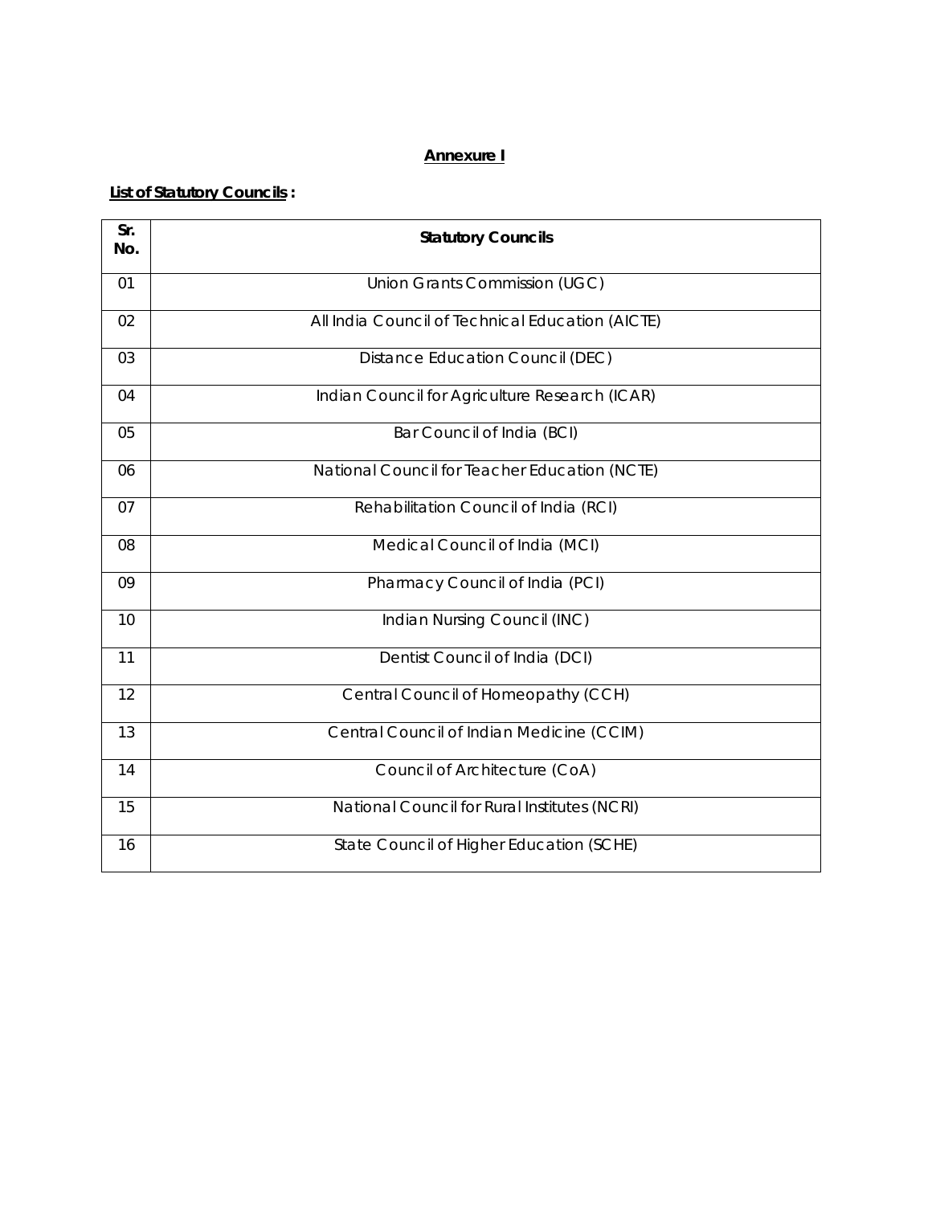## Annexure I

**List of Statutory Councils :**

| Sr. No. | Statutory Councils |
|---|---|
| 01 | Union Grants Commission (UGC) |
| 02 | All India Council of Technical Education (AICTE) |
| 03 | Distance Education Council (DEC) |
| 04 | Indian Council for Agriculture Research (ICAR) |
| 05 | Bar Council of India (BCI) |
| 06 | National Council for Teacher Education (NCTE) |
| 07 | Rehabilitation Council of India (RCI) |
| 08 | Medical Council of India (MCI) |
| 09 | Pharmacy Council of India (PCI) |
| 10 | Indian Nursing Council (INC) |
| 11 | Dentist Council of India (DCI) |
| 12 | Central Council of Homeopathy (CCH) |
| 13 | Central Council of Indian Medicine (CCIM) |
| 14 | Council of Architecture (CoA) |
| 15 | National Council for Rural Institutes (NCRI) |
| 16 | State Council of Higher Education (SCHE) |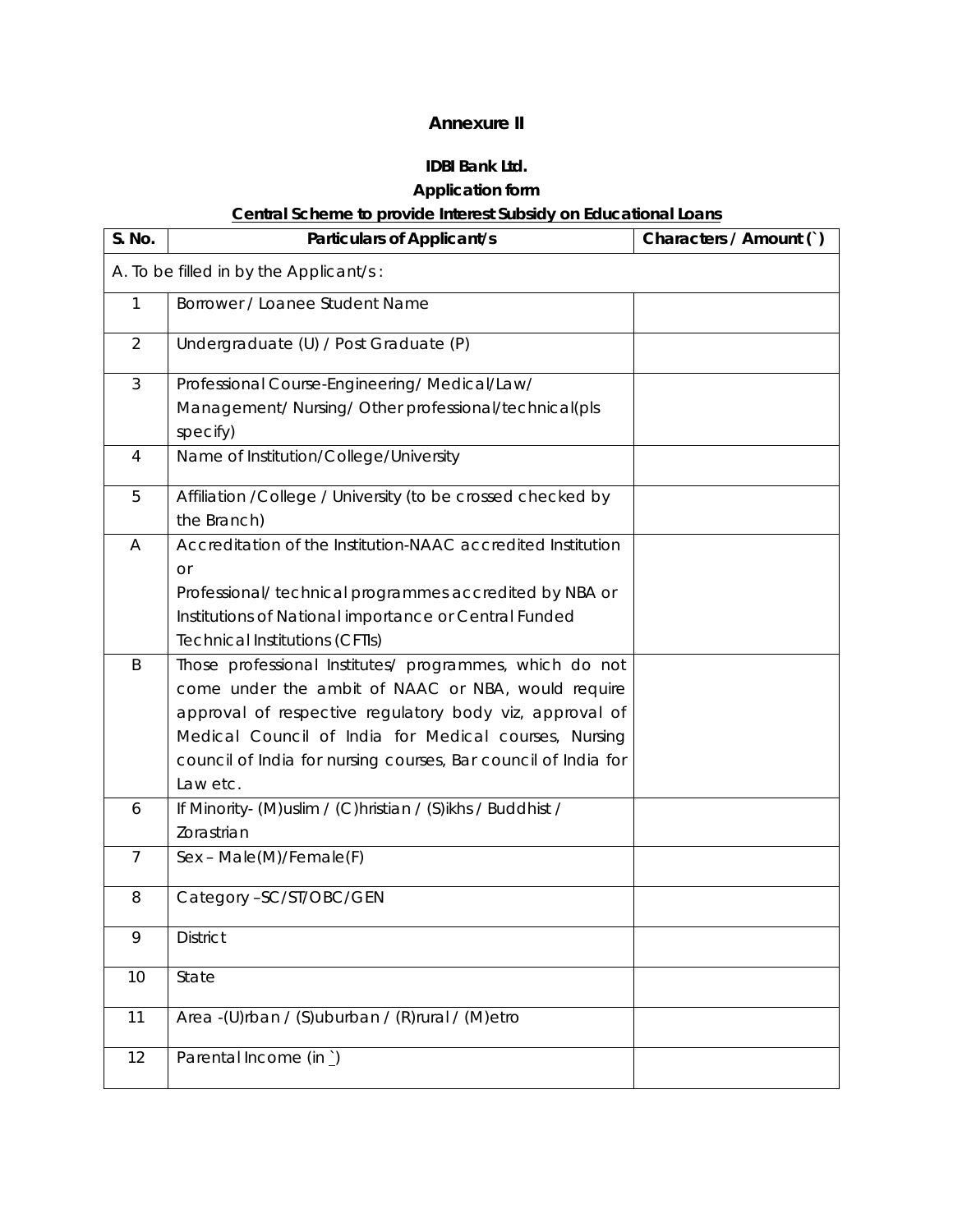## Annexure II

**IDBI Bank Ltd.**

**Application form**

**Central Scheme to provide Interest Subsidy on Educational Loans**

| S. No. | Particulars of Applicant/s | Characters / Amount (`) |
|---|---|---|
| A. To be filled in by the Applicant/s : | | |
| 1 | Borrower / Loanee Student Name | |
| 2 | Undergraduate (U) / Post Graduate (P) | |
| 3 | Professional Course-Engineering/ Medical/Law/ Management/ Nursing/ Other professional/technical(pls specify) | |
| 4 | Name of Institution/College/University | |
| 5 | Affiliation /College / University (to be crossed checked by the Branch) | |
| A | Accreditation of the Institution-NAAC accredited Institution or Professional/ technical programmes accredited by NBA or Institutions of National importance or Central Funded Technical Institutions (CFTIs) | |
| B | Those professional Institutes/ programmes, which do not come under the ambit of NAAC or NBA, would require approval of respective regulatory body viz, approval of Medical Council of India for Medical courses, Nursing council of India for nursing courses, Bar council of India for Law etc. | |
| 6 | If Minority- (M)uslim / (C)hristian / (S)ikhs / Buddhist / Zorastrian | |
| 7 | Sex – Male(M)/Female(F) | |
| 8 | Category –SC/ST/OBC/GEN | |
| 9 | District | |
| 10 | State | |
| 11 | Area -(U)rban / (S)uburban / (R)rural / (M)etro | |
| 12 | Parental Income (in `) | |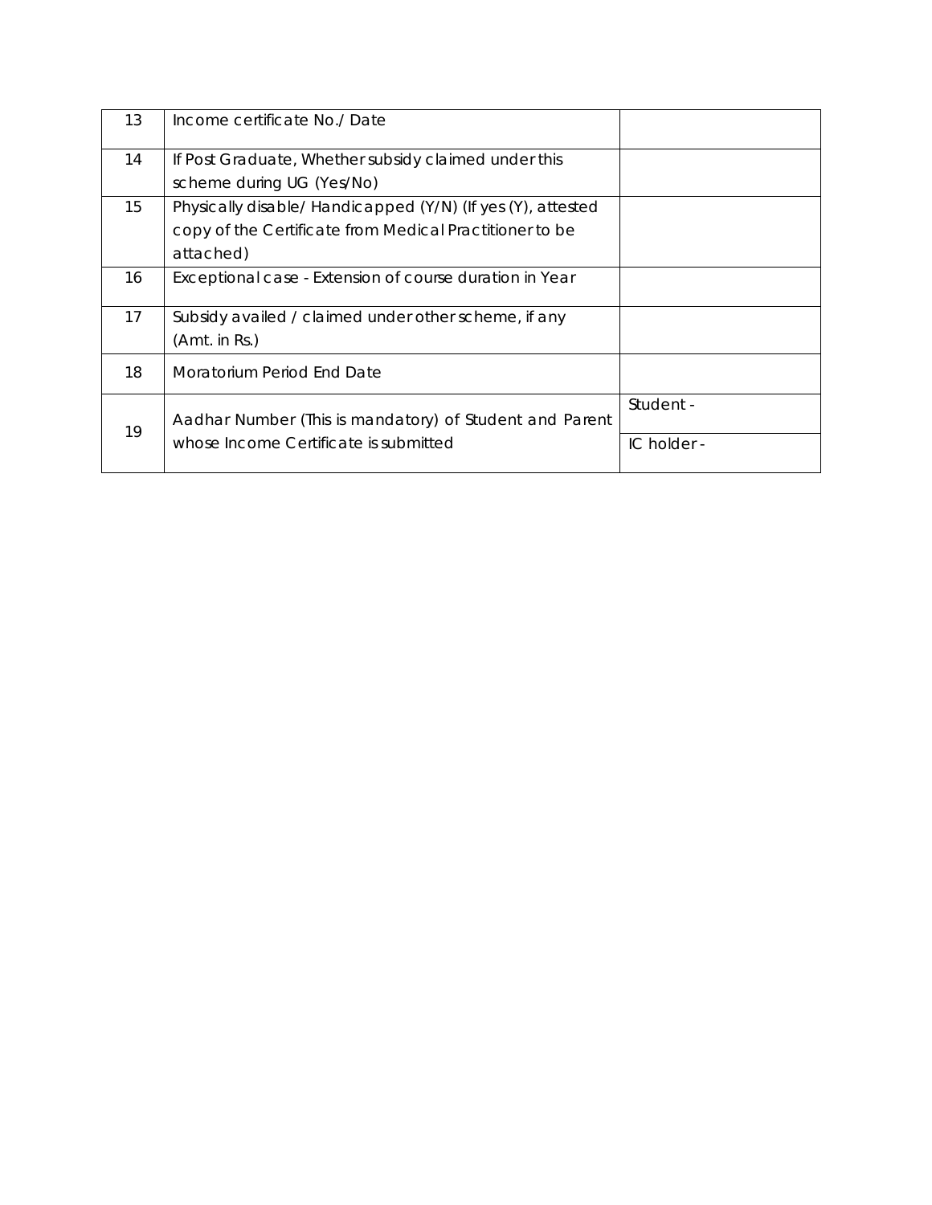| | | |
|---|---|---|
| 13 | Income certificate No./ Date | |
| 14 | If Post Graduate, Whether subsidy claimed under this scheme during UG (Yes/No) | |
| 15 | Physically disable/ Handicapped (Y/N) (If yes (Y), attested copy of the Certificate from Medical Practitioner to be attached) | |
| 16 | Exceptional case - Extension of course duration in Year | |
| 17 | Subsidy availed / claimed under other scheme, if any (Amt. in Rs.) | |
| 18 | Moratorium Period End Date | |
| 19 | Aadhar Number (This is mandatory) of Student and Parent whose Income Certificate is submitted | Student - |
| | | IC holder - |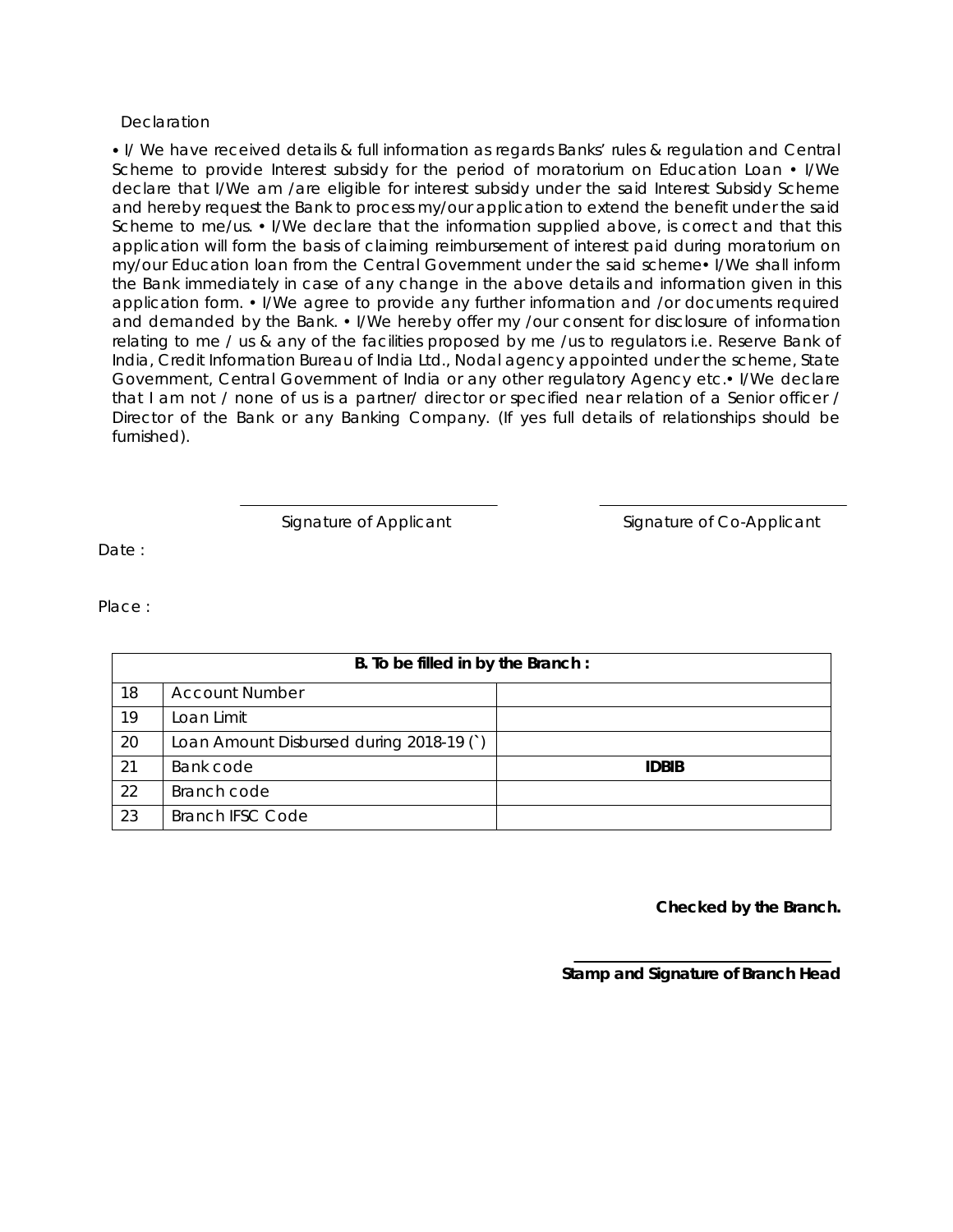Declaration

• I/ We have received details & full information as regards Banks' rules & regulation and Central Scheme to provide Interest subsidy for the period of moratorium on Education Loan • I/We declare that I/We am /are eligible for interest subsidy under the said Interest Subsidy Scheme and hereby request the Bank to process my/our application to extend the benefit under the said Scheme to me/us. • I/We declare that the information supplied above, is correct and that this application will form the basis of claiming reimbursement of interest paid during moratorium on my/our Education loan from the Central Government under the said scheme• I/We shall inform the Bank immediately in case of any change in the above details and information given in this application form. • I/We agree to provide any further information and /or documents required and demanded by the Bank. • I/We hereby offer my /our consent for disclosure of information relating to me / us & any of the facilities proposed by me /us to regulators i.e. Reserve Bank of India, Credit Information Bureau of India Ltd., Nodal agency appointed under the scheme, State Government, Central Government of India or any other regulatory Agency etc.• I/We declare that I am not / none of us is a partner/ director or specified near relation of a Senior officer / Director of the Bank or any Banking Company. (If yes full details of relationships should be furnished).

Signature of Applicant                Signature of Co-Applicant

Date :

Place :

| **B. To be filled in by the Branch :** | | |
|---|---|---|
| 18 | Account Number | |
| 19 | Loan Limit | |
| 20 | Loan Amount Disbursed during 2018-19 (`) | |
| 21 | Bank code | **IDBIB** |
| 22 | Branch code | |
| 23 | Branch IFSC Code | |

**Checked by the Branch.**

**Stamp and Signature of Branch Head**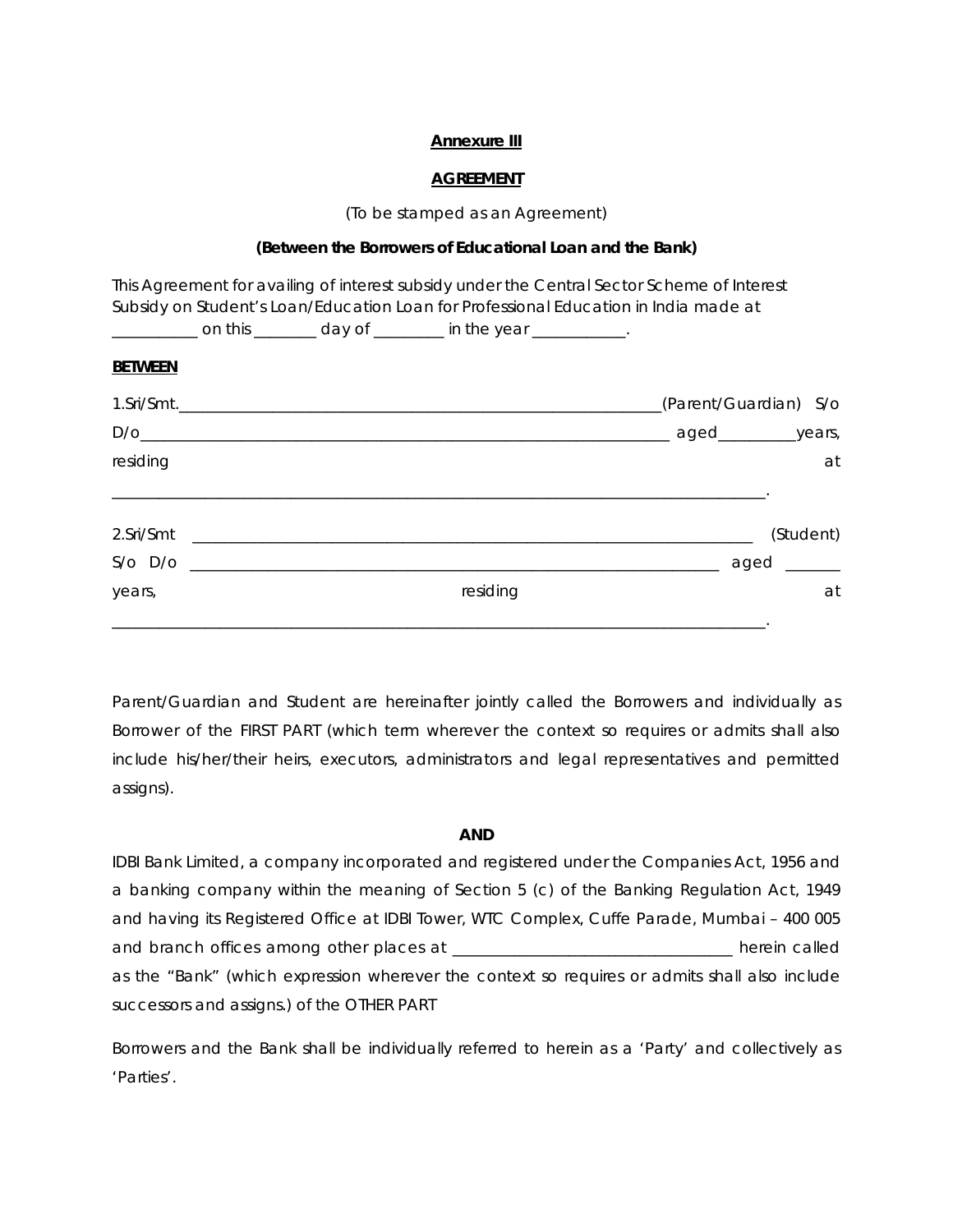**Annexure III**

**AGREEMENT**

(To be stamped as an Agreement)

**(Between the Borrowers of Educational Loan and the Bank)**

This Agreement for availing of interest subsidy under the Central Sector Scheme of Interest Subsidy on Student's Loan/Education Loan for Professional Education in India made at ___________ on this ________ day of _________ in the year ____________.

**BETWEEN**

1.Sri/Smt.______________________________________________________________(Parent/Guardian) S/o D/o_____________________________________________________________________ aged__________years, residing at ________________________________________________________________________________.

2.Sri/Smt ________________________________________________________________________ (Student) S/o D/o ____________________________________________________________________ aged _______ years, residing at ________________________________________________________________________________.

Parent/Guardian and Student are hereinafter jointly called the Borrowers and individually as Borrower of the FIRST PART (which term wherever the context so requires or admits shall also include his/her/their heirs, executors, administrators and legal representatives and permitted assigns).

**AND**

IDBI Bank Limited, a company incorporated and registered under the Companies Act, 1956 and a banking company within the meaning of Section 5 (c) of the Banking Regulation Act, 1949 and having its Registered Office at IDBI Tower, WTC Complex, Cuffe Parade, Mumbai – 400 005 and branch offices among other places at ___________________________________ herein called as the "Bank" (which expression wherever the context so requires or admits shall also include successors and assigns.) of the OTHER PART

Borrowers and the Bank shall be individually referred to herein as a 'Party' and collectively as 'Parties'.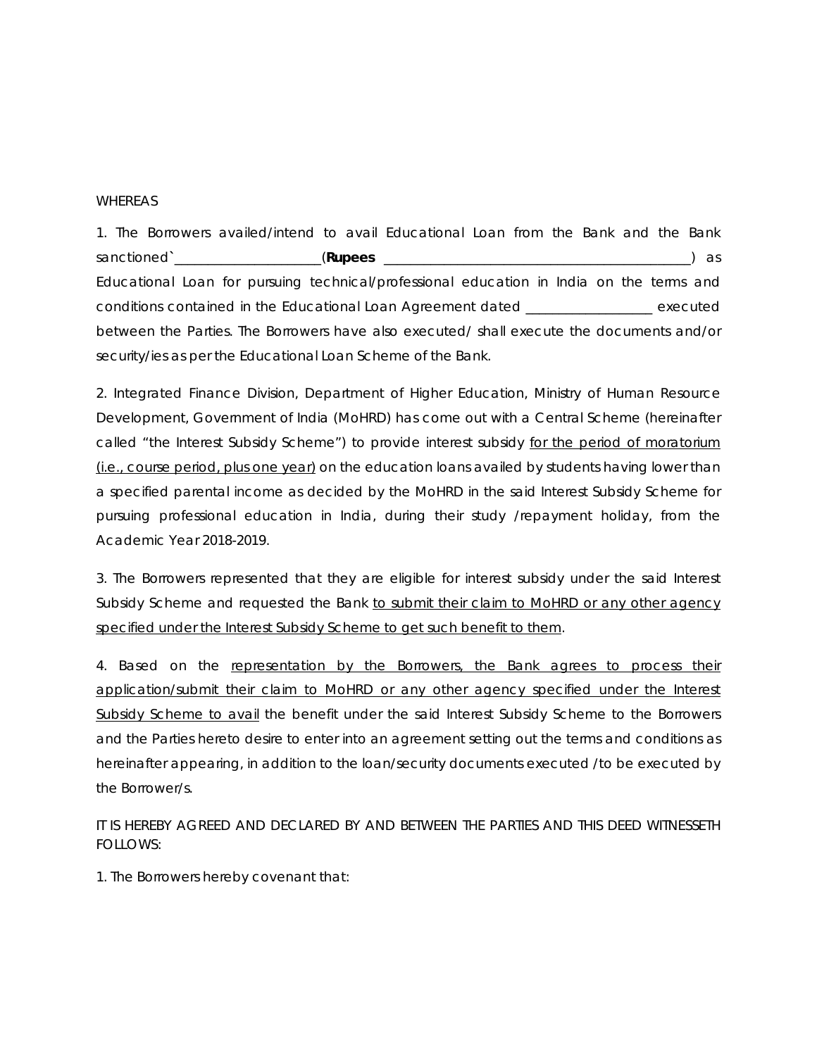WHEREAS

1. The Borrowers availed/intend to avail Educational Loan from the Bank and the Bank sanctioned`_____________________(**Rupees** ___________________________________________) as Educational Loan for pursuing technical/professional education in India on the terms and conditions contained in the Educational Loan Agreement dated __________________ executed between the Parties. The Borrowers have also executed/ shall execute the documents and/or security/ies as per the Educational Loan Scheme of the Bank.

2. Integrated Finance Division, Department of Higher Education, Ministry of Human Resource Development, Government of India (MoHRD) has come out with a Central Scheme (hereinafter called "the Interest Subsidy Scheme") to provide interest subsidy <u>for the period of moratorium (i.e., course period, plus one year)</u> on the education loans availed by students having lower than a specified parental income as decided by the MoHRD in the said Interest Subsidy Scheme for pursuing professional education in India, during their study /repayment holiday, from the Academic Year 2018-2019.

3. The Borrowers represented that they are eligible for interest subsidy under the said Interest Subsidy Scheme and requested the Bank <u>to submit their claim to MoHRD or any other agency specified under the Interest Subsidy Scheme to get such benefit to them</u>.

4. Based on the <u>representation by the Borrowers, the Bank agrees to process their application/submit their claim to MoHRD or any other agency specified under the Interest Subsidy Scheme to avail</u> the benefit under the said Interest Subsidy Scheme to the Borrowers and the Parties hereto desire to enter into an agreement setting out the terms and conditions as hereinafter appearing, in addition to the loan/security documents executed /to be executed by the Borrower/s.

IT IS HEREBY AGREED AND DECLARED BY AND BETWEEN THE PARTIES AND THIS DEED WITNESSETH FOLLOWS:

1. The Borrowers hereby covenant that: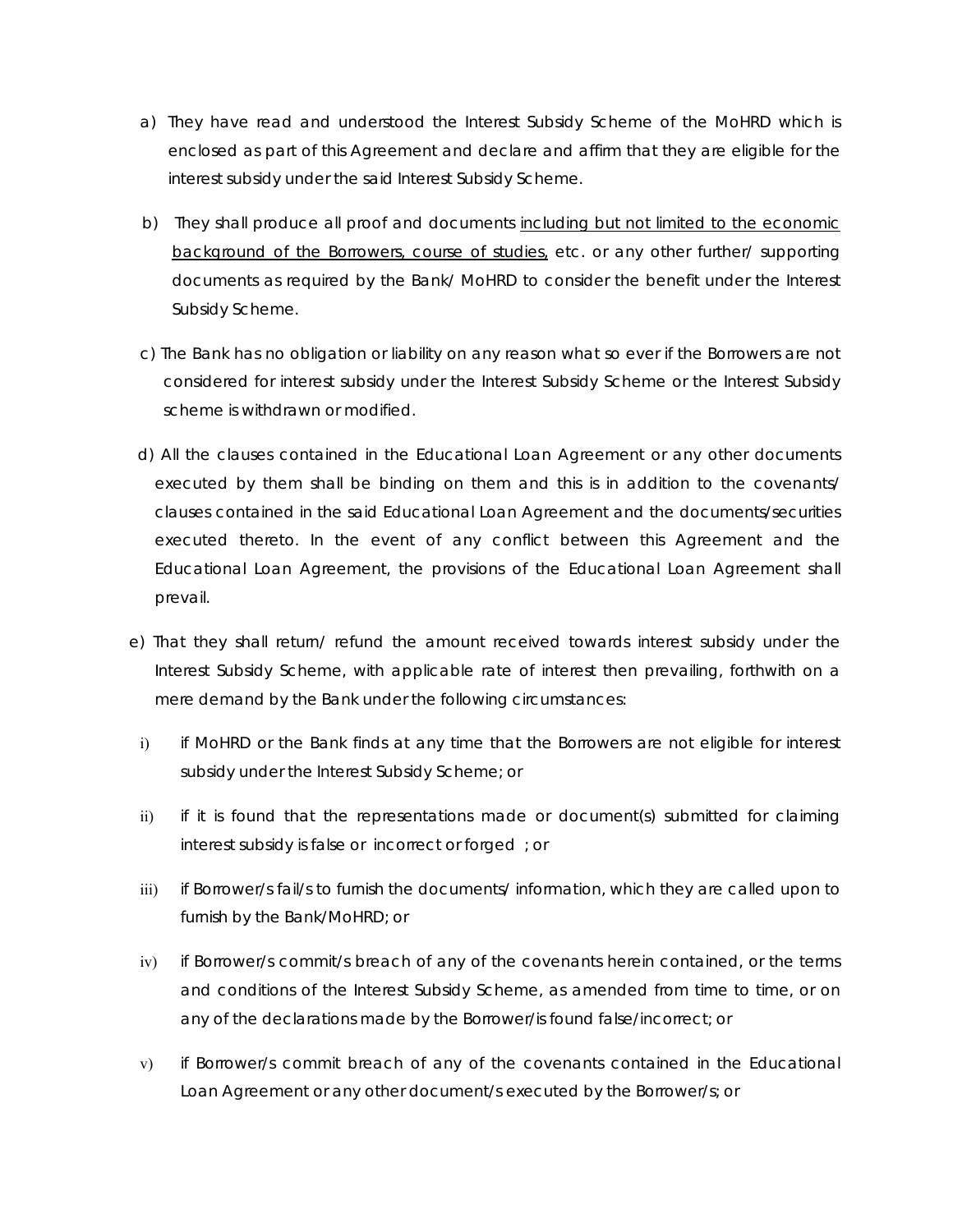a) They have read and understood the Interest Subsidy Scheme of the MoHRD which is enclosed as part of this Agreement and declare and affirm that they are eligible for the interest subsidy under the said Interest Subsidy Scheme.

b) They shall produce all proof and documents <u>including but not limited to the economic background of the Borrowers, course of studies,</u> etc. or any other further/ supporting documents as required by the Bank/ MoHRD to consider the benefit under the Interest Subsidy Scheme.

c) The Bank has no obligation or liability on any reason what so ever if the Borrowers are not considered for interest subsidy under the Interest Subsidy Scheme or the Interest Subsidy scheme is withdrawn or modified.

d) All the clauses contained in the Educational Loan Agreement or any other documents executed by them shall be binding on them and this is in addition to the covenants/ clauses contained in the said Educational Loan Agreement and the documents/securities executed thereto. In the event of any conflict between this Agreement and the Educational Loan Agreement, the provisions of the Educational Loan Agreement shall prevail.

e) That they shall return/ refund the amount received towards interest subsidy under the Interest Subsidy Scheme, with applicable rate of interest then prevailing, forthwith on a mere demand by the Bank under the following circumstances:

i) if MoHRD or the Bank finds at any time that the Borrowers are not eligible for interest subsidy under the Interest Subsidy Scheme; or

ii) if it is found that the representations made or document(s) submitted for claiming interest subsidy is false or incorrect or forged ; or

iii) if Borrower/s fail/s to furnish the documents/ information, which they are called upon to furnish by the Bank/MoHRD; or

iv) if Borrower/s commit/s breach of any of the covenants herein contained, or the terms and conditions of the Interest Subsidy Scheme, as amended from time to time, or on any of the declarations made by the Borrower/is found false/incorrect; or

v) if Borrower/s commit breach of any of the covenants contained in the Educational Loan Agreement or any other document/s executed by the Borrower/s; or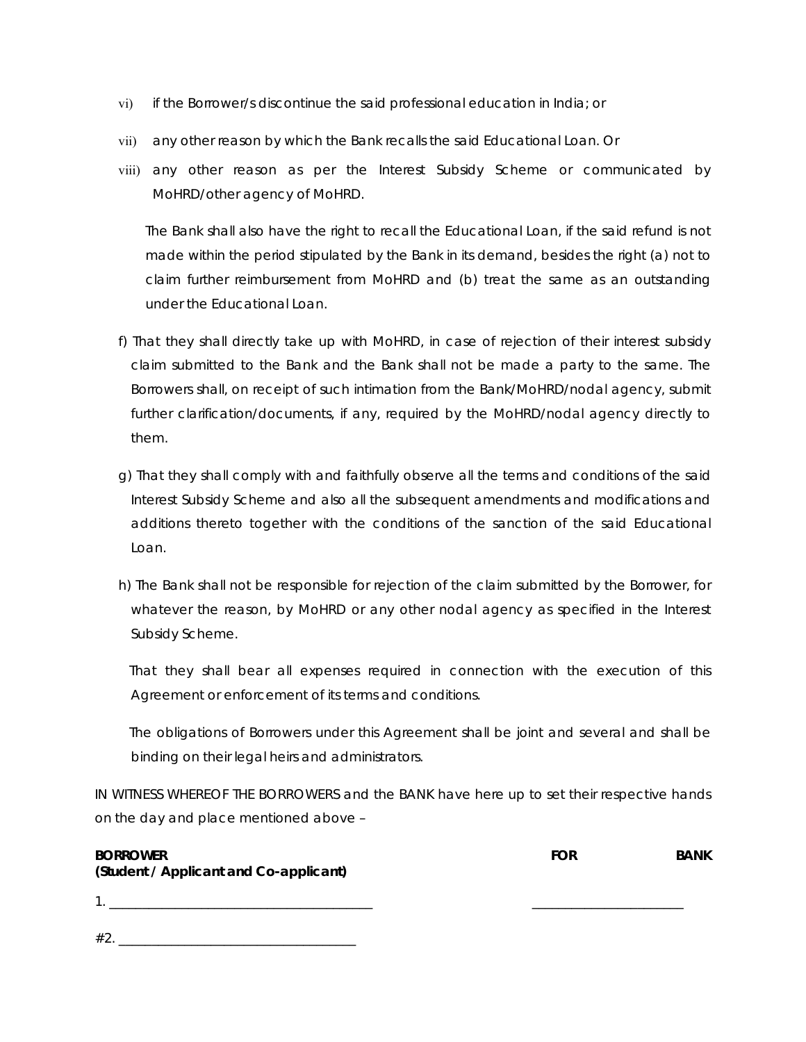vi) if the Borrower/s discontinue the said professional education in India; or

vii) any other reason by which the Bank recalls the said Educational Loan. Or

viii) any other reason as per the Interest Subsidy Scheme or communicated by MoHRD/other agency of MoHRD.

The Bank shall also have the right to recall the Educational Loan, if the said refund is not made within the period stipulated by the Bank in its demand, besides the right (a) not to claim further reimbursement from MoHRD and (b) treat the same as an outstanding under the Educational Loan.

f) That they shall directly take up with MoHRD, in case of rejection of their interest subsidy claim submitted to the Bank and the Bank shall not be made a party to the same. The Borrowers shall, on receipt of such intimation from the Bank/MoHRD/nodal agency, submit further clarification/documents, if any, required by the MoHRD/nodal agency directly to them.

g) That they shall comply with and faithfully observe all the terms and conditions of the said Interest Subsidy Scheme and also all the subsequent amendments and modifications and additions thereto together with the conditions of the sanction of the said Educational Loan.

h) The Bank shall not be responsible for rejection of the claim submitted by the Borrower, for whatever the reason, by MoHRD or any other nodal agency as specified in the Interest Subsidy Scheme.

That they shall bear all expenses required in connection with the execution of this Agreement or enforcement of its terms and conditions.

The obligations of Borrowers under this Agreement shall be joint and several and shall be binding on their legal heirs and administrators.

IN WITNESS WHEREOF THE BORROWERS and the BANK have here up to set their respective hands on the day and place mentioned above –

**BORROWER**
**(Student / Applicant and Co-applicant)**

**FOR BANK**

1. ______________________________________  ______________________

#2. __________________________________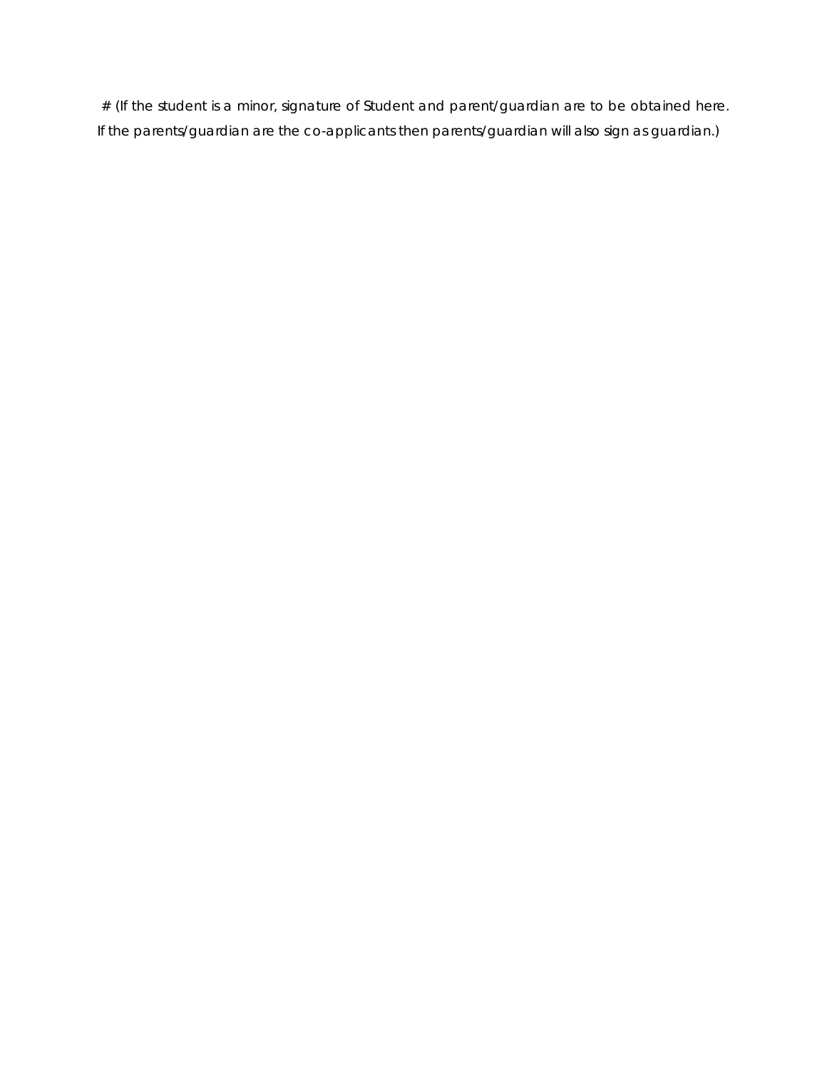# (If the student is a minor, signature of Student and parent/guardian are to be obtained here. If the parents/guardian are the co-applicants then parents/guardian will also sign as guardian.)